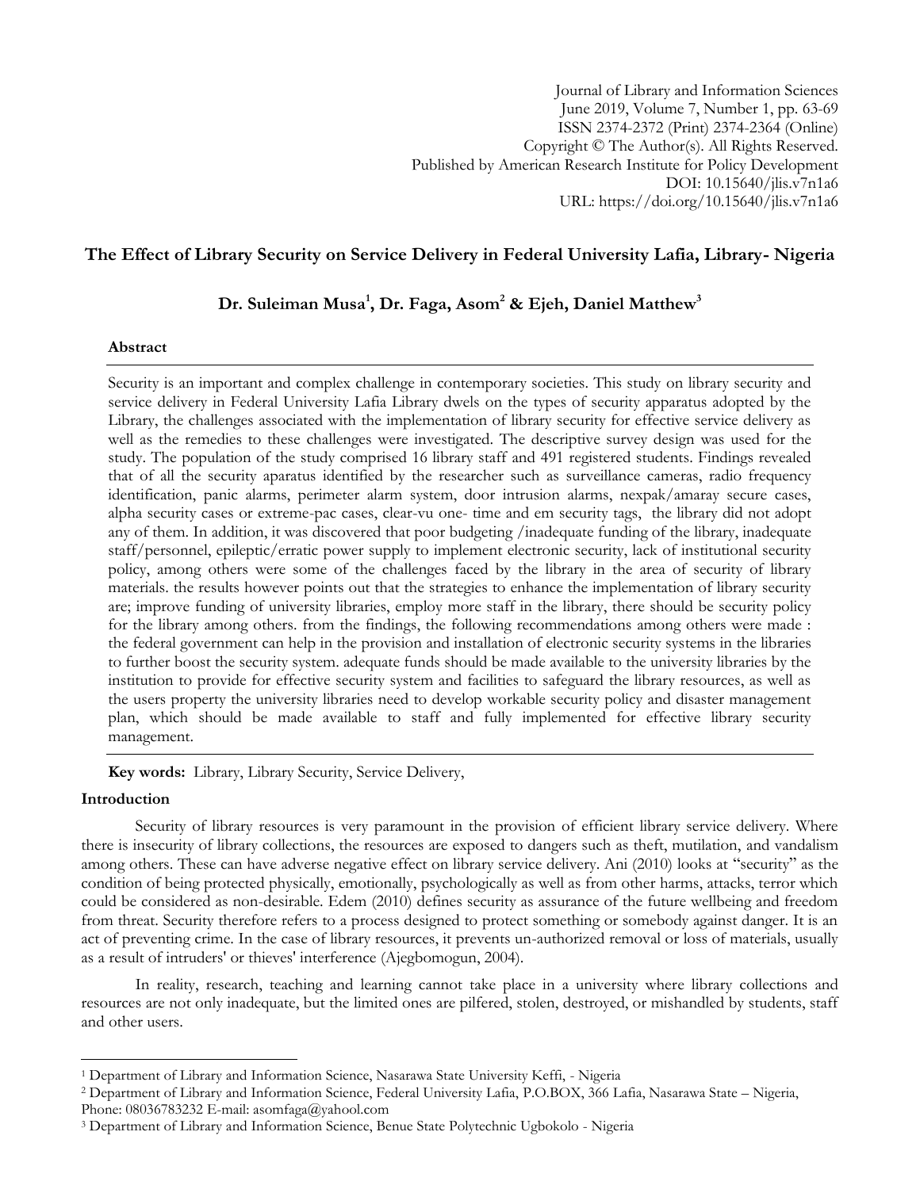Journal of Library and Information Sciences
June 2019, Volume 7, Number 1, pp. 63-69
ISSN 2374-2372 (Print) 2374-2364 (Online)
Copyright © The Author(s). All Rights Reserved.
Published by American Research Institute for Policy Development
DOI: 10.15640/jlis.v7n1a6
URL: https://doi.org/10.15640/jlis.v7n1a6

# The Effect of Library Security on Service Delivery in Federal University Lafia, Library- Nigeria

**Dr. Suleiman Musa[1], Dr. Faga, Asom[2] & Ejeh, Daniel Matthew[3]**

## Abstract

Security is an important and complex challenge in contemporary societies. This study on library security and service delivery in Federal University Lafia Library dwels on the types of security apparatus adopted by the Library, the challenges associated with the implementation of library security for effective service delivery as well as the remedies to these challenges were investigated. The descriptive survey design was used for the study. The population of the study comprised 16 library staff and 491 registered students. Findings revealed that of all the security aparatus identified by the researcher such as surveillance cameras, radio frequency identification, panic alarms, perimeter alarm system, door intrusion alarms, nexpak/amaray secure cases, alpha security cases or extreme-pac cases, clear-vu one- time and em security tags, the library did not adopt any of them. In addition, it was discovered that poor budgeting /inadequate funding of the library, inadequate staff/personnel, epileptic/erratic power supply to implement electronic security, lack of institutional security policy, among others were some of the challenges faced by the library in the area of security of library materials. the results however points out that the strategies to enhance the implementation of library security are; improve funding of university libraries, employ more staff in the library, there should be security policy for the library among others. from the findings, the following recommendations among others were made : the federal government can help in the provision and installation of electronic security systems in the libraries to further boost the security system. adequate funds should be made available to the university libraries by the institution to provide for effective security system and facilities to safeguard the library resources, as well as the users property the university libraries need to develop workable security policy and disaster management plan, which should be made available to staff and fully implemented for effective library security management.

**Key words:** Library, Library Security, Service Delivery,

## Introduction

Security of library resources is very paramount in the provision of efficient library service delivery. Where there is insecurity of library collections, the resources are exposed to dangers such as theft, mutilation, and vandalism among others. These can have adverse negative effect on library service delivery. Ani (2010) looks at "security" as the condition of being protected physically, emotionally, psychologically as well as from other harms, attacks, terror which could be considered as non-desirable. Edem (2010) defines security as assurance of the future wellbeing and freedom from threat. Security therefore refers to a process designed to protect something or somebody against danger. It is an act of preventing crime. In the case of library resources, it prevents un-authorized removal or loss of materials, usually as a result of intruders' or thieves' interference (Ajegbomogun, 2004).

In reality, research, teaching and learning cannot take place in a university where library collections and resources are not only inadequate, but the limited ones are pilfered, stolen, destroyed, or mishandled by students, staff and other users.

---

[1] Department of Library and Information Science, Nasarawa State University Keffi, - Nigeria

[2] Department of Library and Information Science, Federal University Lafia, P.O.BOX, 366 Lafia, Nasarawa State – Nigeria, Phone: 08036783232 E-mail: asomfaga@yahool.com

[3] Department of Library and Information Science, Benue State Polytechnic Ugbokolo - Nigeria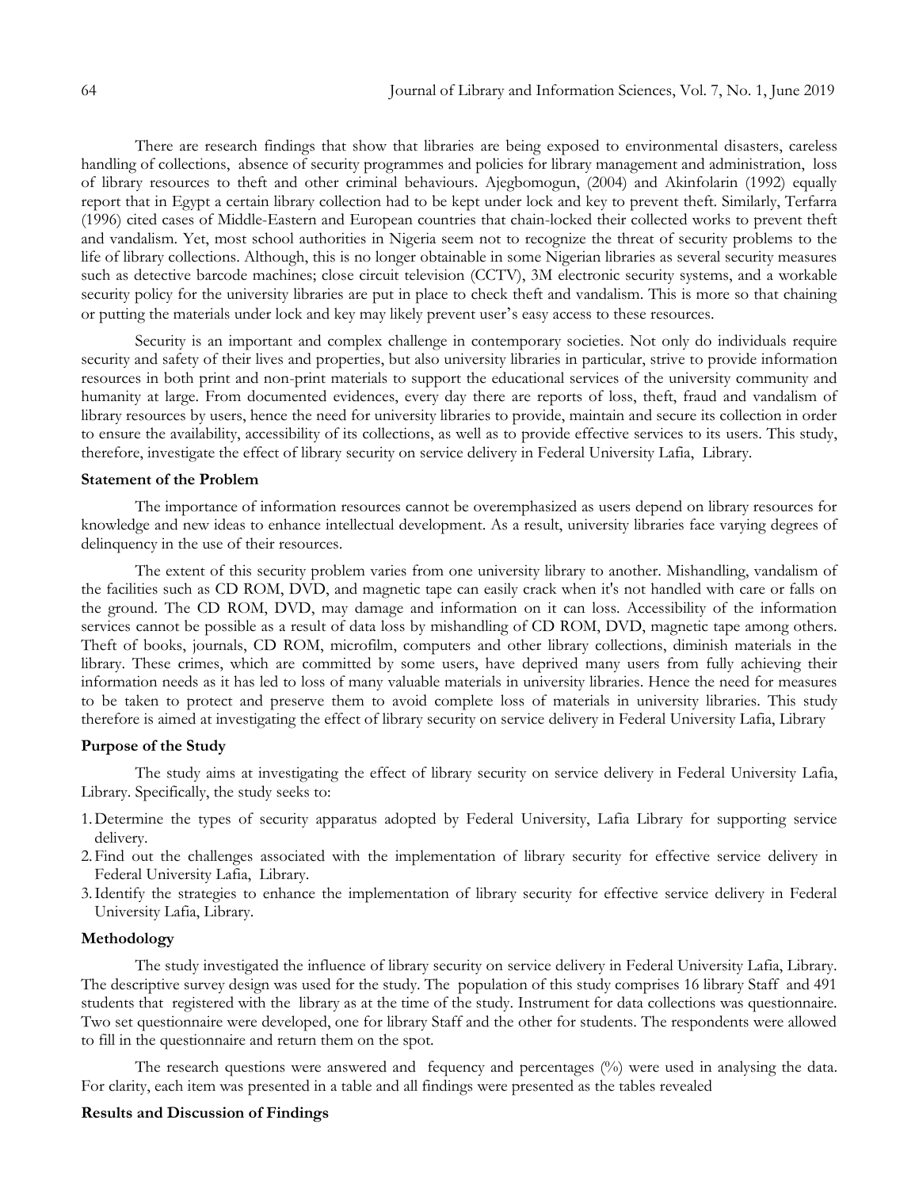There are research findings that show that libraries are being exposed to environmental disasters, careless handling of collections, absence of security programmes and policies for library management and administration, loss of library resources to theft and other criminal behaviours. Ajegbomogun, (2004) and Akinfolarin (1992) equally report that in Egypt a certain library collection had to be kept under lock and key to prevent theft. Similarly, Terfarra (1996) cited cases of Middle-Eastern and European countries that chain-locked their collected works to prevent theft and vandalism. Yet, most school authorities in Nigeria seem not to recognize the threat of security problems to the life of library collections. Although, this is no longer obtainable in some Nigerian libraries as several security measures such as detective barcode machines; close circuit television (CCTV), 3M electronic security systems, and a workable security policy for the university libraries are put in place to check theft and vandalism. This is more so that chaining or putting the materials under lock and key may likely prevent user's easy access to these resources.

Security is an important and complex challenge in contemporary societies. Not only do individuals require security and safety of their lives and properties, but also university libraries in particular, strive to provide information resources in both print and non-print materials to support the educational services of the university community and humanity at large. From documented evidences, every day there are reports of loss, theft, fraud and vandalism of library resources by users, hence the need for university libraries to provide, maintain and secure its collection in order to ensure the availability, accessibility of its collections, as well as to provide effective services to its users. This study, therefore, investigate the effect of library security on service delivery in Federal University Lafia, Library.

**Statement of the Problem**

The importance of information resources cannot be overemphasized as users depend on library resources for knowledge and new ideas to enhance intellectual development. As a result, university libraries face varying degrees of delinquency in the use of their resources.

The extent of this security problem varies from one university library to another. Mishandling, vandalism of the facilities such as CD ROM, DVD, and magnetic tape can easily crack when it's not handled with care or falls on the ground. The CD ROM, DVD, may damage and information on it can loss. Accessibility of the information services cannot be possible as a result of data loss by mishandling of CD ROM, DVD, magnetic tape among others. Theft of books, journals, CD ROM, microfilm, computers and other library collections, diminish materials in the library. These crimes, which are committed by some users, have deprived many users from fully achieving their information needs as it has led to loss of many valuable materials in university libraries. Hence the need for measures to be taken to protect and preserve them to avoid complete loss of materials in university libraries. This study therefore is aimed at investigating the effect of library security on service delivery in Federal University Lafia, Library

**Purpose of the Study**

The study aims at investigating the effect of library security on service delivery in Federal University Lafia, Library. Specifically, the study seeks to:

1. Determine the types of security apparatus adopted by Federal University, Lafia Library for supporting service delivery.
2. Find out the challenges associated with the implementation of library security for effective service delivery in Federal University Lafia, Library.
3. Identify the strategies to enhance the implementation of library security for effective service delivery in Federal University Lafia, Library.

**Methodology**

The study investigated the influence of library security on service delivery in Federal University Lafia, Library. The descriptive survey design was used for the study. The population of this study comprises 16 library Staff and 491 students that registered with the library as at the time of the study. Instrument for data collections was questionnaire. Two set questionnaire were developed, one for library Staff and the other for students. The respondents were allowed to fill in the questionnaire and return them on the spot.

The research questions were answered and fequency and percentages (%) were used in analysing the data. For clarity, each item was presented in a table and all findings were presented as the tables revealed

**Results and Discussion of Findings**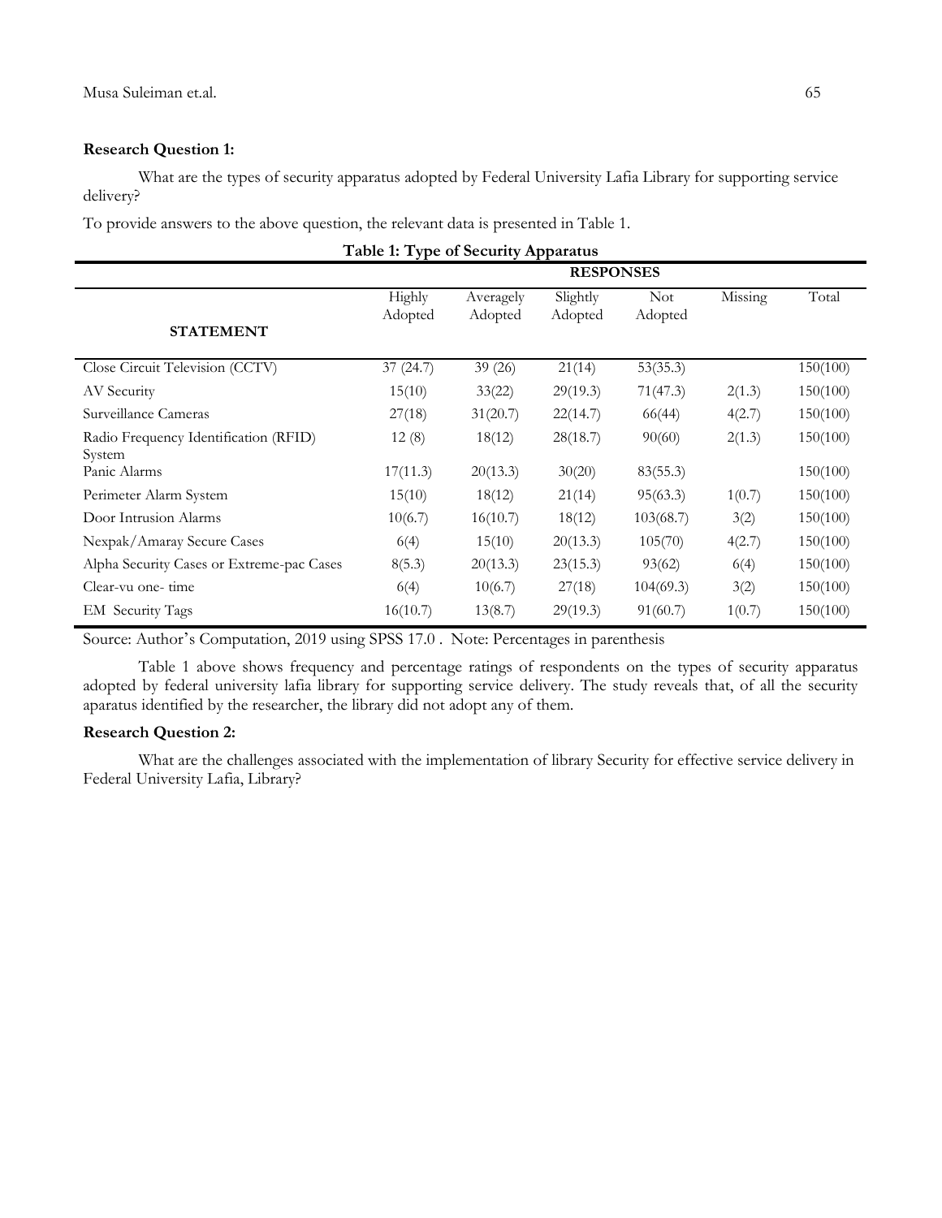**Research Question 1:**

What are the types of security apparatus adopted by Federal University Lafia Library for supporting service delivery?

To provide answers to the above question, the relevant data is presented in Table 1.

**Table 1: Type of Security Apparatus**

| STATEMENT | RESPONSES | | | | | |
|---|---|---|---|---|---|---|
| | Highly Adopted | Averagely Adopted | Slightly Adopted | Not Adopted | Missing | Total |
| Close Circuit Television (CCTV) | 37 (24.7) | 39 (26) | 21(14) | 53(35.3) | | 150(100) |
| AV Security | 15(10) | 33(22) | 29(19.3) | 71(47.3) | 2(1.3) | 150(100) |
| Surveillance Cameras | 27(18) | 31(20.7) | 22(14.7) | 66(44) | 4(2.7) | 150(100) |
| Radio Frequency Identification (RFID) System | 12 (8) | 18(12) | 28(18.7) | 90(60) | 2(1.3) | 150(100) |
| Panic Alarms | 17(11.3) | 20(13.3) | 30(20) | 83(55.3) | | 150(100) |
| Perimeter Alarm System | 15(10) | 18(12) | 21(14) | 95(63.3) | 1(0.7) | 150(100) |
| Door Intrusion Alarms | 10(6.7) | 16(10.7) | 18(12) | 103(68.7) | 3(2) | 150(100) |
| Nexpak/Amaray Secure Cases | 6(4) | 15(10) | 20(13.3) | 105(70) | 4(2.7) | 150(100) |
| Alpha Security Cases or Extreme-pac Cases | 8(5.3) | 20(13.3) | 23(15.3) | 93(62) | 6(4) | 150(100) |
| Clear-vu one- time | 6(4) | 10(6.7) | 27(18) | 104(69.3) | 3(2) | 150(100) |
| EM Security Tags | 16(10.7) | 13(8.7) | 29(19.3) | 91(60.7) | 1(0.7) | 150(100) |

Source: Author's Computation, 2019 using SPSS 17.0 . Note: Percentages in parenthesis

Table 1 above shows frequency and percentage ratings of respondents on the types of security apparatus adopted by federal university lafia library for supporting service delivery. The study reveals that, of all the security aparatus identified by the researcher, the library did not adopt any of them.

**Research Question 2:**

What are the challenges associated with the implementation of library Security for effective service delivery in Federal University Lafia, Library?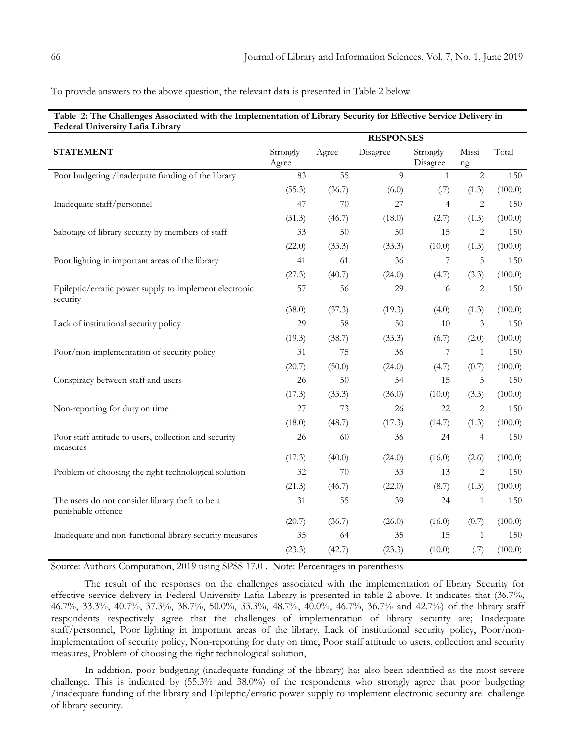To provide answers to the above question, the relevant data is presented in Table 2 below

**Table 2: The Challenges Associated with the Implementation of Library Security for Effective Service Delivery in Federal University Lafia Library**

| STATEMENT | RESPONSES | | | | | |
|---|---|---|---|---|---|---|
| | Strongly Agree | Agree | Disagree | Strongly Disagree | Missing | Total |
| Poor budgeting /inadequate funding of the library | 83 | 55 | 9 | 1 | 2 | 150 |
| | (55.3) | (36.7) | (6.0) | (.7) | (1.3) | (100.0) |
| Inadequate staff/personnel | 47 | 70 | 27 | 4 | 2 | 150 |
| | (31.3) | (46.7) | (18.0) | (2.7) | (1.3) | (100.0) |
| Sabotage of library security by members of staff | 33 | 50 | 50 | 15 | 2 | 150 |
| | (22.0) | (33.3) | (33.3) | (10.0) | (1.3) | (100.0) |
| Poor lighting in important areas of the library | 41 | 61 | 36 | 7 | 5 | 150 |
| | (27.3) | (40.7) | (24.0) | (4.7) | (3.3) | (100.0) |
| Epileptic/erratic power supply to implement electronic security | 57 | 56 | 29 | 6 | 2 | 150 |
| | (38.0) | (37.3) | (19.3) | (4.0) | (1.3) | (100.0) |
| Lack of institutional security policy | 29 | 58 | 50 | 10 | 3 | 150 |
| | (19.3) | (38.7) | (33.3) | (6.7) | (2.0) | (100.0) |
| Poor/non-implementation of security policy | 31 | 75 | 36 | 7 | 1 | 150 |
| | (20.7) | (50.0) | (24.0) | (4.7) | (0.7) | (100.0) |
| Conspiracy between staff and users | 26 | 50 | 54 | 15 | 5 | 150 |
| | (17.3) | (33.3) | (36.0) | (10.0) | (3.3) | (100.0) |
| Non-reporting for duty on time | 27 | 73 | 26 | 22 | 2 | 150 |
| | (18.0) | (48.7) | (17.3) | (14.7) | (1.3) | (100.0) |
| Poor staff attitude to users, collection and security measures | 26 | 60 | 36 | 24 | 4 | 150 |
| | (17.3) | (40.0) | (24.0) | (16.0) | (2.6) | (100.0) |
| Problem of choosing the right technological solution | 32 | 70 | 33 | 13 | 2 | 150 |
| | (21.3) | (46.7) | (22.0) | (8.7) | (1.3) | (100.0) |
| The users do not consider library theft to be a punishable offence | 31 | 55 | 39 | 24 | 1 | 150 |
| | (20.7) | (36.7) | (26.0) | (16.0) | (0.7) | (100.0) |
| Inadequate and non-functional library security measures | 35 | 64 | 35 | 15 | 1 | 150 |
| | (23.3) | (42.7) | (23.3) | (10.0) | (.7) | (100.0) |

Source: Authors Computation, 2019 using SPSS 17.0 . Note: Percentages in parenthesis

The result of the responses on the challenges associated with the implementation of library Security for effective service delivery in Federal University Lafia Library is presented in table 2 above. It indicates that (36.7%, 46.7%, 33.3%, 40.7%, 37.3%, 38.7%, 50.0%, 33.3%, 48.7%, 40.0%, 46.7%, 36.7% and 42.7%) of the library staff respondents respectively agree that the challenges of implementation of library security are; Inadequate staff/personnel, Poor lighting in important areas of the library, Lack of institutional security policy, Poor/non-implementation of security policy, Non-reporting for duty on time, Poor staff attitude to users, collection and security measures, Problem of choosing the right technological solution,

In addition, poor budgeting (inadequate funding of the library) has also been identified as the most severe challenge. This is indicated by (55.3% and 38.0%) of the respondents who strongly agree that poor budgeting /inadequate funding of the library and Epileptic/erratic power supply to implement electronic security are challenge of library security.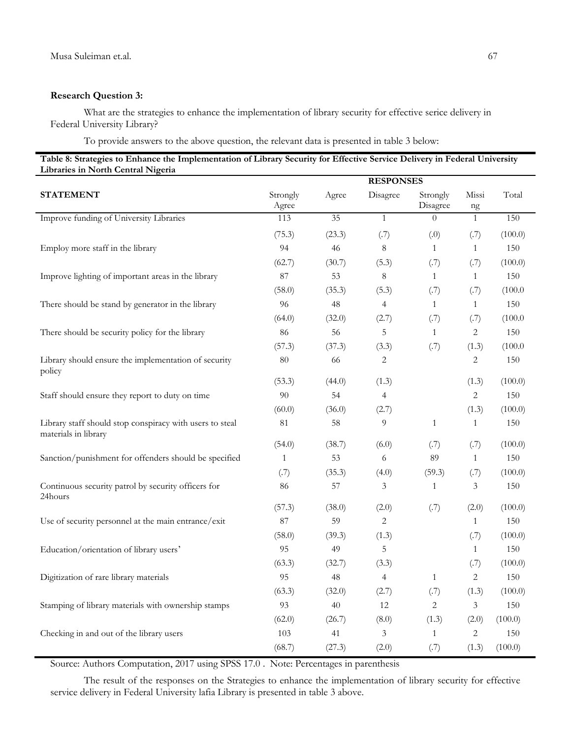**Research Question 3:**

What are the strategies to enhance the implementation of library security for effective serice delivery in Federal University Library?

To provide answers to the above question, the relevant data is presented in table 3 below:

**Table 8: Strategies to Enhance the Implementation of Library Security for Effective Service Delivery in Federal University Libraries in North Central Nigeria**

| STATEMENT | RESPONSES | | | | | |
|---|---|---|---|---|---|---|
| | Strongly Agree | Agree | Disagree | Strongly Disagree | Missing | Total |
| Improve funding of University Libraries | 113 | 35 | 1 | 0 | 1 | 150 |
| | (75.3) | (23.3) | (.7) | (.0) | (.7) | (100.0) |
| Employ more staff in the library | 94 | 46 | 8 | 1 | 1 | 150 |
| | (62.7) | (30.7) | (5.3) | (.7) | (.7) | (100.0) |
| Improve lighting of important areas in the library | 87 | 53 | 8 | 1 | 1 | 150 |
| | (58.0) | (35.3) | (5.3) | (.7) | (.7) | (100.0 |
| There should be stand by generator in the library | 96 | 48 | 4 | 1 | 1 | 150 |
| | (64.0) | (32.0) | (2.7) | (.7) | (.7) | (100.0 |
| There should be security policy for the library | 86 | 56 | 5 | 1 | 2 | 150 |
| | (57.3) | (37.3) | (3.3) | (.7) | (1.3) | (100.0 |
| Library should ensure the implementation of security policy | 80 | 66 | 2 | | 2 | 150 |
| | (53.3) | (44.0) | (1.3) | | (1.3) | (100.0) |
| Staff should ensure they report to duty on time | 90 | 54 | 4 | | 2 | 150 |
| | (60.0) | (36.0) | (2.7) | | (1.3) | (100.0) |
| Library staff should stop conspiracy with users to steal materials in library | 81 | 58 | 9 | 1 | 1 | 150 |
| | (54.0) | (38.7) | (6.0) | (.7) | (.7) | (100.0) |
| Sanction/punishment for offenders should be specified | 1 | 53 | 6 | 89 | 1 | 150 |
| | (.7) | (35.3) | (4.0) | (59.3) | (.7) | (100.0) |
| Continuous security patrol by security officers for 24hours | 86 | 57 | 3 | 1 | 3 | 150 |
| | (57.3) | (38.0) | (2.0) | (.7) | (2.0) | (100.0) |
| Use of security personnel at the main entrance/exit | 87 | 59 | 2 | | 1 | 150 |
| | (58.0) | (39.3) | (1.3) | | (.7) | (100.0) |
| Education/orientation of library users' | 95 | 49 | 5 | | 1 | 150 |
| | (63.3) | (32.7) | (3.3) | | (.7) | (100.0) |
| Digitization of rare library materials | 95 | 48 | 4 | 1 | 2 | 150 |
| | (63.3) | (32.0) | (2.7) | (.7) | (1.3) | (100.0) |
| Stamping of library materials with ownership stamps | 93 | 40 | 12 | 2 | 3 | 150 |
| | (62.0) | (26.7) | (8.0) | (1.3) | (2.0) | (100.0) |
| Checking in and out of the library users | 103 | 41 | 3 | 1 | 2 | 150 |
| | (68.7) | (27.3) | (2.0) | (.7) | (1.3) | (100.0) |

Source: Authors Computation, 2017 using SPSS 17.0 . Note: Percentages in parenthesis

The result of the responses on the Strategies to enhance the implementation of library security for effective service delivery in Federal University lafia Library is presented in table 3 above.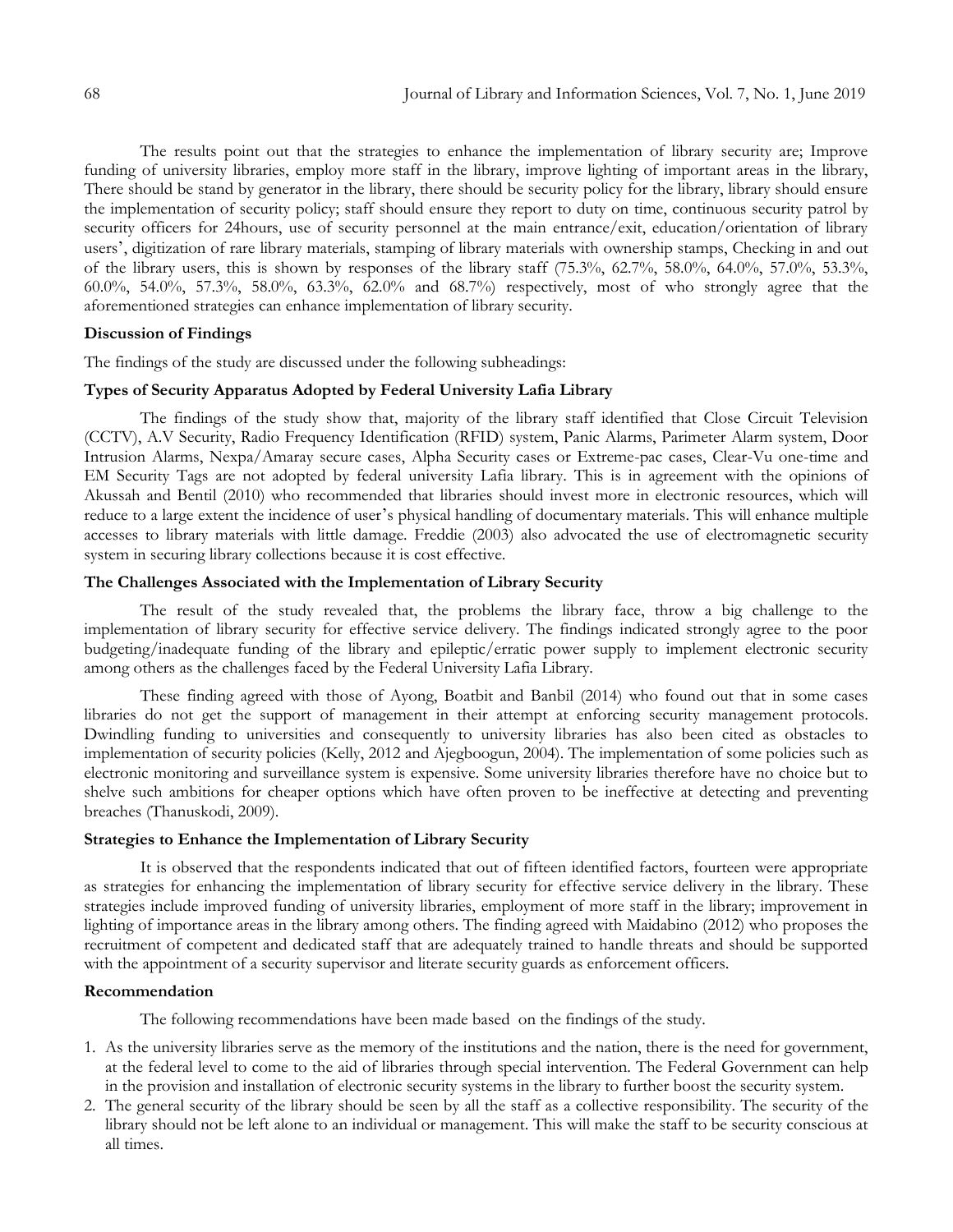The results point out that the strategies to enhance the implementation of library security are; Improve funding of university libraries, employ more staff in the library, improve lighting of important areas in the library, There should be stand by generator in the library, there should be security policy for the library, library should ensure the implementation of security policy; staff should ensure they report to duty on time, continuous security patrol by security officers for 24hours, use of security personnel at the main entrance/exit, education/orientation of library users', digitization of rare library materials, stamping of library materials with ownership stamps, Checking in and out of the library users, this is shown by responses of the library staff (75.3%, 62.7%, 58.0%, 64.0%, 57.0%, 53.3%, 60.0%, 54.0%, 57.3%, 58.0%, 63.3%, 62.0% and 68.7%) respectively, most of who strongly agree that the aforementioned strategies can enhance implementation of library security.

### Discussion of Findings

The findings of the study are discussed under the following subheadings:

#### Types of Security Apparatus Adopted by Federal University Lafia Library

The findings of the study show that, majority of the library staff identified that Close Circuit Television (CCTV), A.V Security, Radio Frequency Identification (RFID) system, Panic Alarms, Parimeter Alarm system, Door Intrusion Alarms, Nexpa/Amaray secure cases, Alpha Security cases or Extreme-pac cases, Clear-Vu one-time and EM Security Tags are not adopted by federal university Lafia library. This is in agreement with the opinions of Akussah and Bentil (2010) who recommended that libraries should invest more in electronic resources, which will reduce to a large extent the incidence of user's physical handling of documentary materials. This will enhance multiple accesses to library materials with little damage. Freddie (2003) also advocated the use of electromagnetic security system in securing library collections because it is cost effective.

#### The Challenges Associated with the Implementation of Library Security

The result of the study revealed that, the problems the library face, throw a big challenge to the implementation of library security for effective service delivery. The findings indicated strongly agree to the poor budgeting/inadequate funding of the library and epileptic/erratic power supply to implement electronic security among others as the challenges faced by the Federal University Lafia Library.

These finding agreed with those of Ayong, Boatbit and Banbil (2014) who found out that in some cases libraries do not get the support of management in their attempt at enforcing security management protocols. Dwindling funding to universities and consequently to university libraries has also been cited as obstacles to implementation of security policies (Kelly, 2012 and Ajegboogun, 2004). The implementation of some policies such as electronic monitoring and surveillance system is expensive. Some university libraries therefore have no choice but to shelve such ambitions for cheaper options which have often proven to be ineffective at detecting and preventing breaches (Thanuskodi, 2009).

#### Strategies to Enhance the Implementation of Library Security

It is observed that the respondents indicated that out of fifteen identified factors, fourteen were appropriate as strategies for enhancing the implementation of library security for effective service delivery in the library. These strategies include improved funding of university libraries, employment of more staff in the library; improvement in lighting of importance areas in the library among others. The finding agreed with Maidabino (2012) who proposes the recruitment of competent and dedicated staff that are adequately trained to handle threats and should be supported with the appointment of a security supervisor and literate security guards as enforcement officers.

### Recommendation

The following recommendations have been made based on the findings of the study.

1. As the university libraries serve as the memory of the institutions and the nation, there is the need for government, at the federal level to come to the aid of libraries through special intervention. The Federal Government can help in the provision and installation of electronic security systems in the library to further boost the security system.
2. The general security of the library should be seen by all the staff as a collective responsibility. The security of the library should not be left alone to an individual or management. This will make the staff to be security conscious at all times.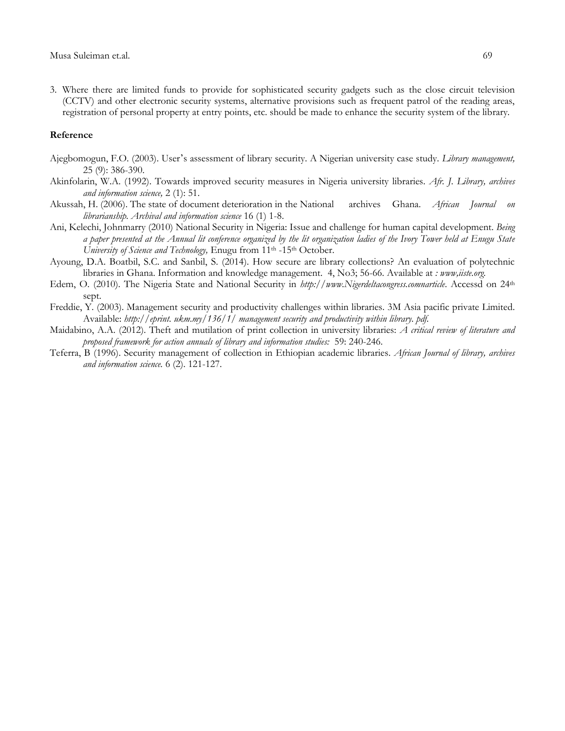3. Where there are limited funds to provide for sophisticated security gadgets such as the close circuit television (CCTV) and other electronic security systems, alternative provisions such as frequent patrol of the reading areas, registration of personal property at entry points, etc. should be made to enhance the security system of the library.

## Reference

Ajegbomogun, F.O. (2003). User's assessment of library security. A Nigerian university case study. *Library management,* 25 (9): 386-390.

Akinfolarin, W.A. (1992). Towards improved security measures in Nigeria university libraries. *Afr. J. Library, archives and information science,* 2 (1): 51.

Akussah, H. (2006). The state of document deterioration in the National archives Ghana. *African Journal on librarianship. Archival and information science* 16 (1) 1-8.

Ani, Kelechi, Johnmarry (2010) National Security in Nigeria: Issue and challenge for human capital development. *Being a paper presented at the Annual lit conference organized by the lit organization ladies of the Ivory Tower held at Enugu State University of Science and Technology,* Enugu from 11th -15th October.

Ayoung, D.A. Boatbil, S.C. and Sanbil, S. (2014). How secure are library collections? An evaluation of polytechnic libraries in Ghana. Information and knowledge management. 4, No3; 56-66. Available at *: www,iiste.org.*

Edem, O. (2010). The Nigeria State and National Security in *http://www.Nigerdeltacongress.comnarticle*. Accessd on 24th sept.

Freddie, Y. (2003). Management security and productivity challenges within libraries. 3M Asia pacific private Limited. Available: *http://eprint. ukm.my/136/1/ management security and productivity within library. pdf.*

Maidabino, A.A. (2012). Theft and mutilation of print collection in university libraries: *A critical review of literature and proposed framework for action annuals of library and information studies:* 59: 240-246.

Teferra, B (1996). Security management of collection in Ethiopian academic libraries. *African Journal of library, archives and information science.* 6 (2). 121-127.